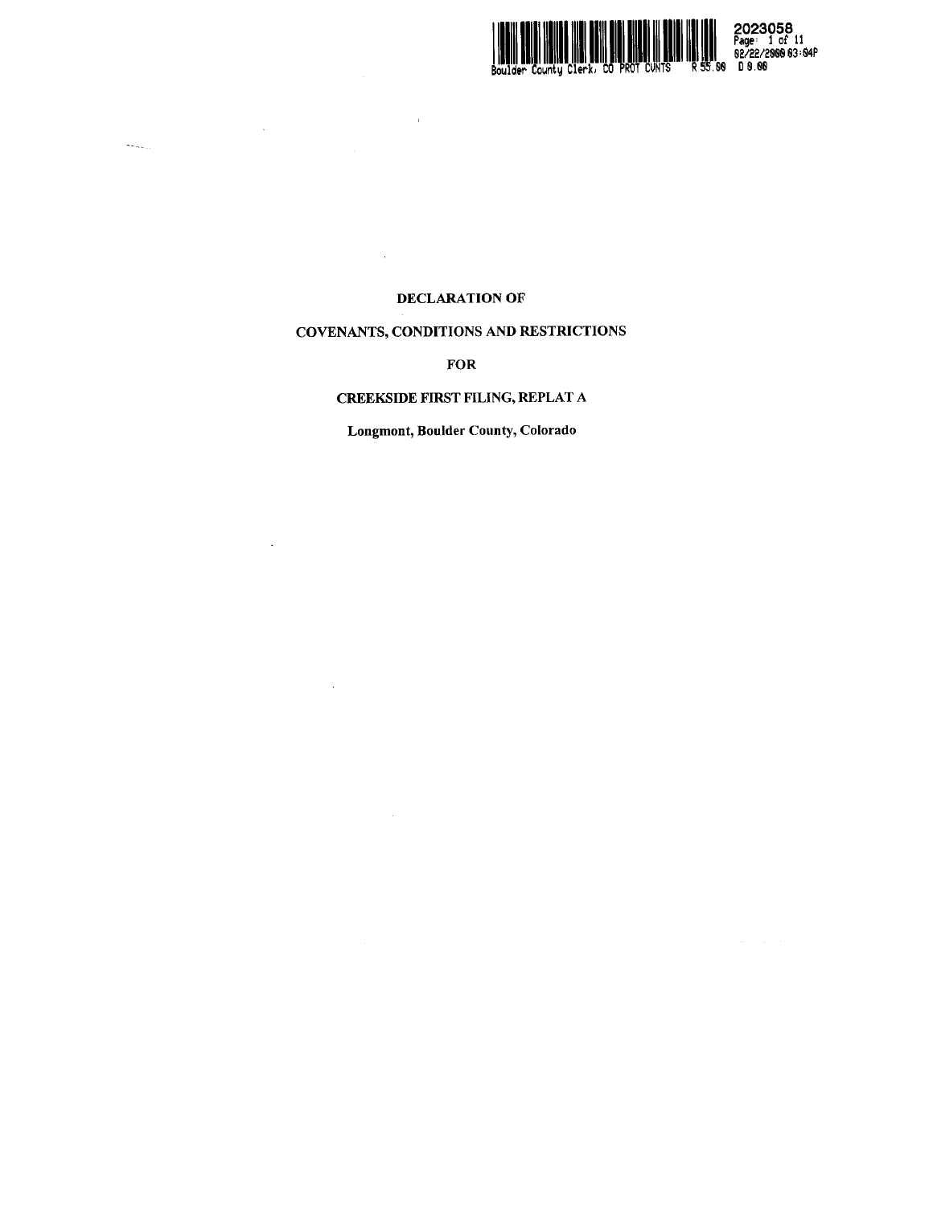Boulder County Clerk, CO PROT CVNTS R 55.00 D 0.00

2023058
02/22/2000 03:04P

# DECLARATION OF

# COVENANTS, CONDITIONS AND RESTRICTIONS

# FOR

# CREEKSIDE FIRST FILING, REPLAT A

**Longmont, Boulder County, Colorado**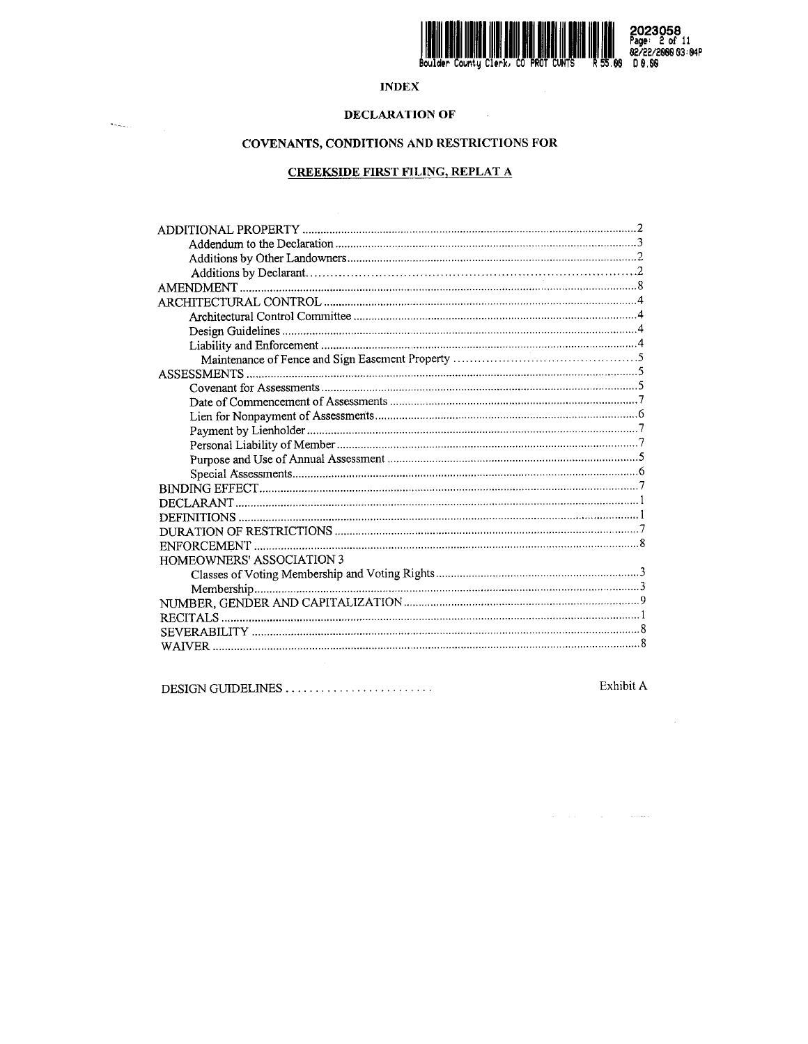# INDEX

## DECLARATION OF

## COVENANTS, CONDITIONS AND RESTRICTIONS FOR

## CREEKSIDE FIRST FILING, REPLAT A

| | |
|---|---|
| ADDITIONAL PROPERTY | 2 |
| Addendum to the Declaration | 3 |
| Additions by Other Landowners | 2 |
| Additions by Declarant | 2 |
| AMENDMENT | 8 |
| ARCHITECTURAL CONTROL | 4 |
| Architectural Control Committee | 4 |
| Design Guidelines | 4 |
| Liability and Enforcement | 4 |
| Maintenance of Fence and Sign Easement Property | 5 |
| ASSESSMENTS | 5 |
| Covenant for Assessments | 5 |
| Date of Commencement of Assessments | 7 |
| Lien for Nonpayment of Assessments | 6 |
| Payment by Lienholder | 7 |
| Personal Liability of Member | 7 |
| Purpose and Use of Annual Assessment | 5 |
| Special Assessments | 6 |
| BINDING EFFECT | 7 |
| DECLARANT | 1 |
| DEFINITIONS | 1 |
| DURATION OF RESTRICTIONS | 7 |
| ENFORCEMENT | 8 |
| HOMEOWNERS' ASSOCIATION | 3 |
| Classes of Voting Membership and Voting Rights | 3 |
| Membership | 3 |
| NUMBER, GENDER AND CAPITALIZATION | 9 |
| RECITALS | 1 |
| SEVERABILITY | 8 |
| WAIVER | 8 |

DESIGN GUIDELINES ........................ Exhibit A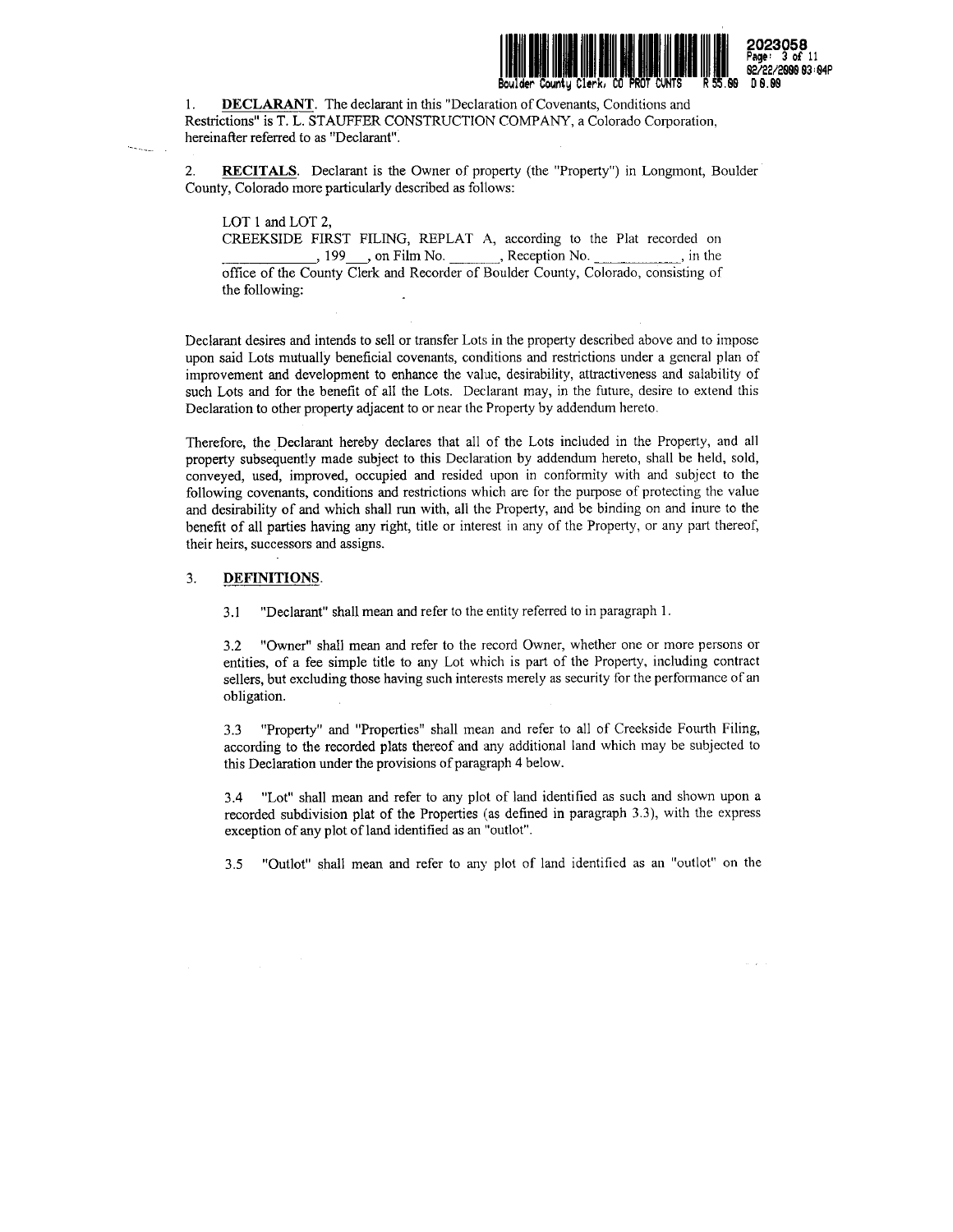1. **DECLARANT**. The declarant in this "Declaration of Covenants, Conditions and Restrictions" is T. L. STAUFFER CONSTRUCTION COMPANY, a Colorado Corporation, hereinafter referred to as "Declarant".

2. **RECITALS**. Declarant is the Owner of property (the "Property") in Longmont, Boulder County, Colorado more particularly described as follows:

> LOT 1 and LOT 2,
> CREEKSIDE FIRST FILING, REPLAT A, according to the Plat recorded on \_\_\_\_\_\_\_\_\_\_\_\_, 199\_\_\_, on Film No. \_\_\_\_\_\_, Reception No. \_\_\_\_\_\_\_\_\_\_, in the office of the County Clerk and Recorder of Boulder County, Colorado, consisting of the following:

Declarant desires and intends to sell or transfer Lots in the property described above and to impose upon said Lots mutually beneficial covenants, conditions and restrictions under a general plan of improvement and development to enhance the value, desirability, attractiveness and salability of such Lots and for the benefit of all the Lots. Declarant may, in the future, desire to extend this Declaration to other property adjacent to or near the Property by addendum hereto.

Therefore, the Declarant hereby declares that all of the Lots included in the Property, and all property subsequently made subject to this Declaration by addendum hereto, shall be held, sold, conveyed, used, improved, occupied and resided upon in conformity with and subject to the following covenants, conditions and restrictions which are for the purpose of protecting the value and desirability of and which shall run with, all the Property, and be binding on and inure to the benefit of all parties having any right, title or interest in any of the Property, or any part thereof, their heirs, successors and assigns.

3. **DEFINITIONS**.

3.1 "Declarant" shall mean and refer to the entity referred to in paragraph 1.

3.2 "Owner" shall mean and refer to the record Owner, whether one or more persons or entities, of a fee simple title to any Lot which is part of the Property, including contract sellers, but excluding those having such interests merely as security for the performance of an obligation.

3.3 "Property" and "Properties" shall mean and refer to all of Creekside Fourth Filing, according to the recorded plats thereof and any additional land which may be subjected to this Declaration under the provisions of paragraph 4 below.

3.4 "Lot" shall mean and refer to any plot of land identified as such and shown upon a recorded subdivision plat of the Properties (as defined in paragraph 3.3), with the express exception of any plot of land identified as an "outlot".

3.5 "Outlot" shall mean and refer to any plot of land identified as an "outlot" on the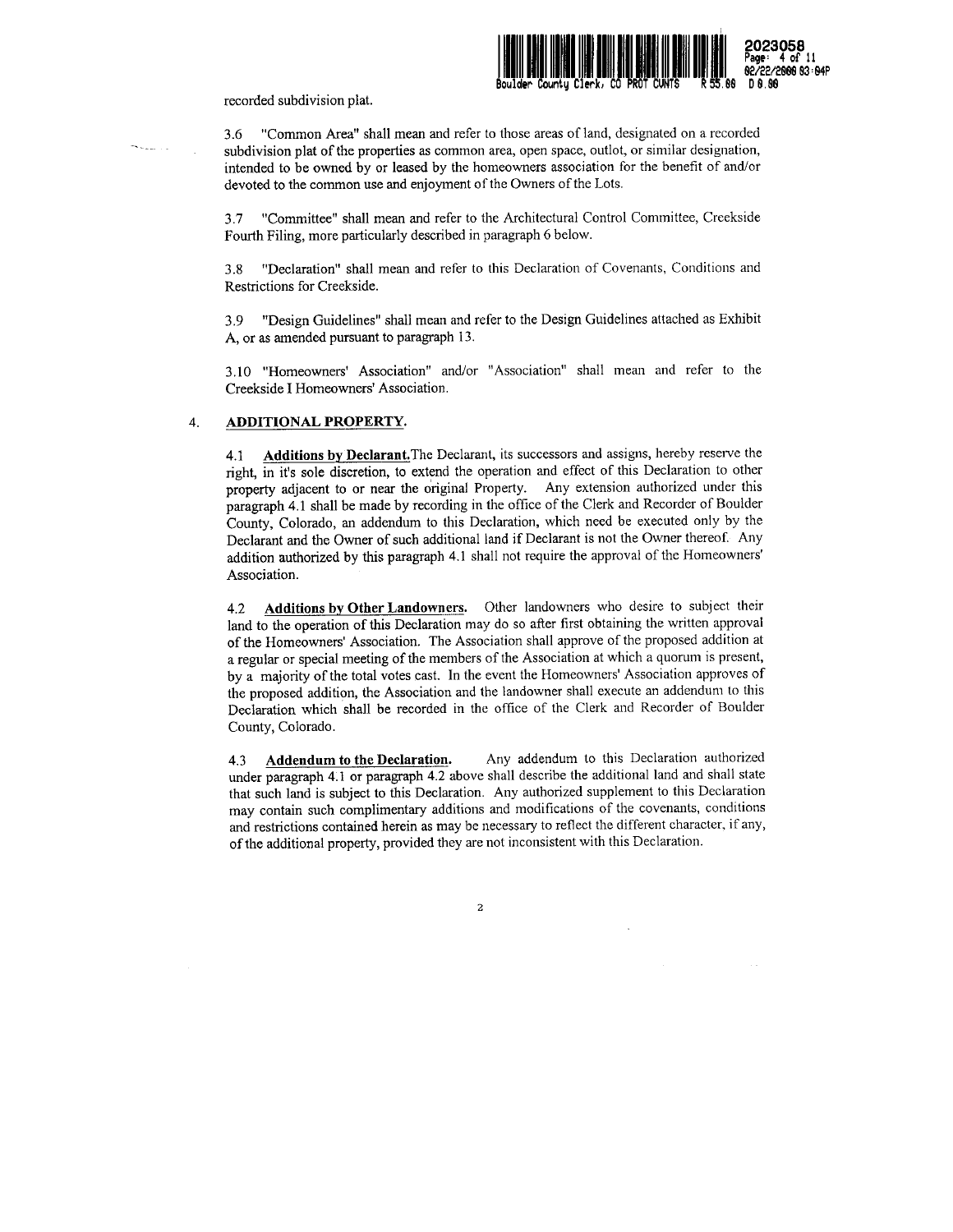recorded subdivision plat.

3.6 "Common Area" shall mean and refer to those areas of land, designated on a recorded subdivision plat of the properties as common area, open space, outlot, or similar designation, intended to be owned by or leased by the homeowners association for the benefit of and/or devoted to the common use and enjoyment of the Owners of the Lots.

3.7 "Committee" shall mean and refer to the Architectural Control Committee, Creekside Fourth Filing, more particularly described in paragraph 6 below.

3.8 "Declaration" shall mean and refer to this Declaration of Covenants, Conditions and Restrictions for Creekside.

3.9 "Design Guidelines" shall mean and refer to the Design Guidelines attached as Exhibit A, or as amended pursuant to paragraph 13.

3.10 "Homeowners' Association" and/or "Association" shall mean and refer to the Creekside I Homeowners' Association.

4. **ADDITIONAL PROPERTY.**

4.1 **Additions by Declarant.** The Declarant, its successors and assigns, hereby reserve the right, in it's sole discretion, to extend the operation and effect of this Declaration to other property adjacent to or near the original Property. Any extension authorized under this paragraph 4.1 shall be made by recording in the office of the Clerk and Recorder of Boulder County, Colorado, an addendum to this Declaration, which need be executed only by the Declarant and the Owner of such additional land if Declarant is not the Owner thereof. Any addition authorized by this paragraph 4.1 shall not require the approval of the Homeowners' Association.

4.2 **Additions by Other Landowners.** Other landowners who desire to subject their land to the operation of this Declaration may do so after first obtaining the written approval of the Homeowners' Association. The Association shall approve of the proposed addition at a regular or special meeting of the members of the Association at which a quorum is present, by a majority of the total votes cast. In the event the Homeowners' Association approves of the proposed addition, the Association and the landowner shall execute an addendum to this Declaration which shall be recorded in the office of the Clerk and Recorder of Boulder County, Colorado.

4.3 **Addendum to the Declaration.** Any addendum to this Declaration authorized under paragraph 4.1 or paragraph 4.2 above shall describe the additional land and shall state that such land is subject to this Declaration. Any authorized supplement to this Declaration may contain such complimentary additions and modifications of the covenants, conditions and restrictions contained herein as may be necessary to reflect the different character, if any, of the additional property, provided they are not inconsistent with this Declaration.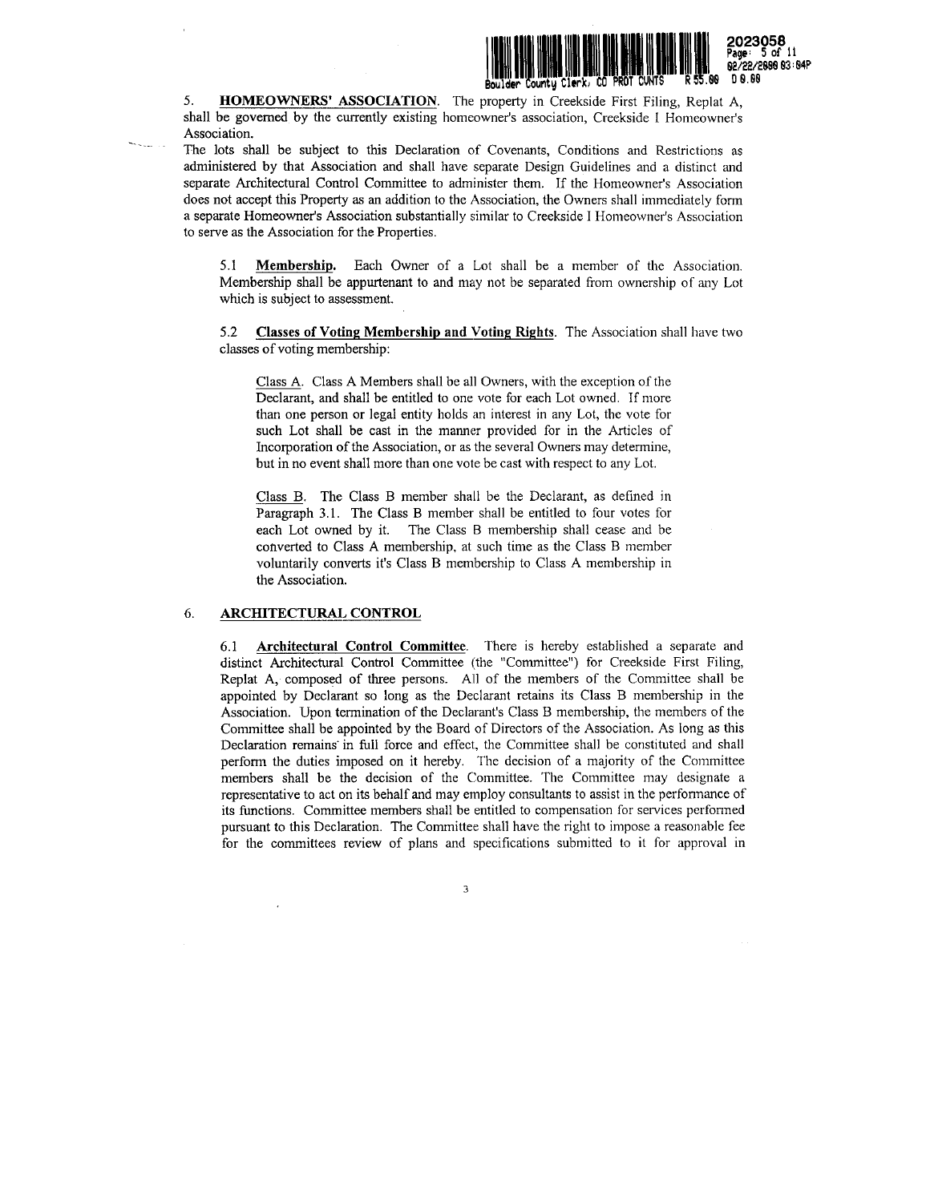5. **HOMEOWNERS' ASSOCIATION**. The property in Creekside First Filing, Replat A, shall be governed by the currently existing homeowner's association, Creekside I Homeowner's Association.

The lots shall be subject to this Declaration of Covenants, Conditions and Restrictions as administered by that Association and shall have separate Design Guidelines and a distinct and separate Architectural Control Committee to administer them. If the Homeowner's Association does not accept this Property as an addition to the Association, the Owners shall immediately form a separate Homeowner's Association substantially similar to Creekside I Homeowner's Association to serve as the Association for the Properties.

5.1 **Membership.** Each Owner of a Lot shall be a member of the Association. Membership shall be appurtenant to and may not be separated from ownership of any Lot which is subject to assessment.

5.2 **Classes of Voting Membership and Voting Rights**. The Association shall have two classes of voting membership:

Class A. Class A Members shall be all Owners, with the exception of the Declarant, and shall be entitled to one vote for each Lot owned. If more than one person or legal entity holds an interest in any Lot, the vote for such Lot shall be cast in the manner provided for in the Articles of Incorporation of the Association, or as the several Owners may determine, but in no event shall more than one vote be cast with respect to any Lot.

Class B. The Class B member shall be the Declarant, as defined in Paragraph 3.1. The Class B member shall be entitled to four votes for each Lot owned by it. The Class B membership shall cease and be converted to Class A membership, at such time as the Class B member voluntarily converts it's Class B membership to Class A membership in the Association.

6. **ARCHITECTURAL CONTROL**

6.1 **Architectural Control Committee**. There is hereby established a separate and distinct Architectural Control Committee (the "Committee") for Creekside First Filing, Replat A, composed of three persons. All of the members of the Committee shall be appointed by Declarant so long as the Declarant retains its Class B membership in the Association. Upon termination of the Declarant's Class B membership, the members of the Committee shall be appointed by the Board of Directors of the Association. As long as this Declaration remains in full force and effect, the Committee shall be constituted and shall perform the duties imposed on it hereby. The decision of a majority of the Committee members shall be the decision of the Committee. The Committee may designate a representative to act on its behalf and may employ consultants to assist in the performance of its functions. Committee members shall be entitled to compensation for services performed pursuant to this Declaration. The Committee shall have the right to impose a reasonable fee for the committees review of plans and specifications submitted to it for approval in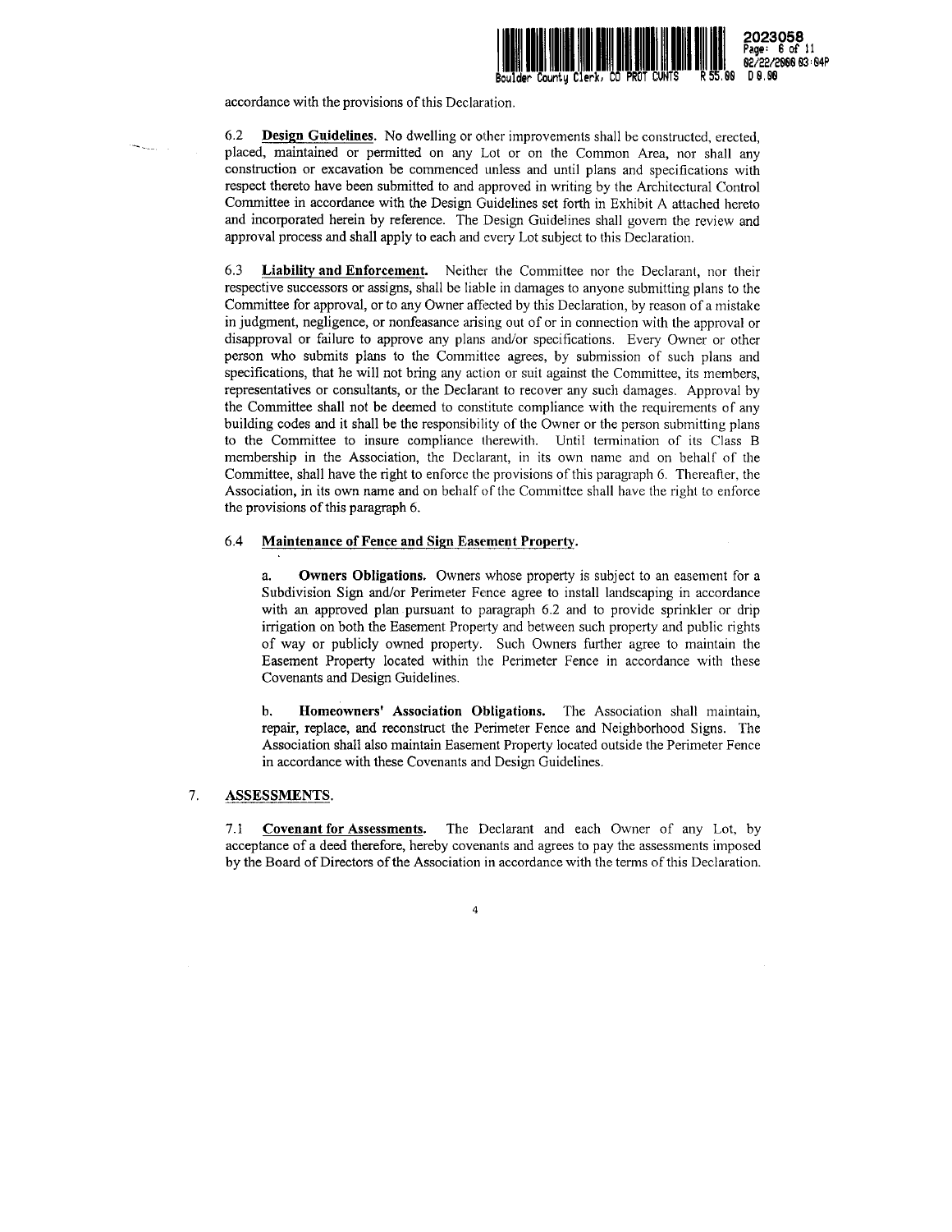accordance with the provisions of this Declaration.

6.2 **Design Guidelines**. No dwelling or other improvements shall be constructed, erected, placed, maintained or permitted on any Lot or on the Common Area, nor shall any construction or excavation be commenced unless and until plans and specifications with respect thereto have been submitted to and approved in writing by the Architectural Control Committee in accordance with the Design Guidelines set forth in Exhibit A attached hereto and incorporated herein by reference. The Design Guidelines shall govern the review and approval process and shall apply to each and every Lot subject to this Declaration.

6.3 **Liability and Enforcement**. Neither the Committee nor the Declarant, nor their respective successors or assigns, shall be liable in damages to anyone submitting plans to the Committee for approval, or to any Owner affected by this Declaration, by reason of a mistake in judgment, negligence, or nonfeasance arising out of or in connection with the approval or disapproval or failure to approve any plans and/or specifications. Every Owner or other person who submits plans to the Committee agrees, by submission of such plans and specifications, that he will not bring any action or suit against the Committee, its members, representatives or consultants, or the Declarant to recover any such damages. Approval by the Committee shall not be deemed to constitute compliance with the requirements of any building codes and it shall be the responsibility of the Owner or the person submitting plans to the Committee to insure compliance therewith. Until termination of its Class B membership in the Association, the Declarant, in its own name and on behalf of the Committee, shall have the right to enforce the provisions of this paragraph 6. Thereafter, the Association, in its own name and on behalf of the Committee shall have the right to enforce the provisions of this paragraph 6.

6.4 **Maintenance of Fence and Sign Easement Property**.

a. **Owners Obligations.** Owners whose property is subject to an easement for a Subdivision Sign and/or Perimeter Fence agree to install landscaping in accordance with an approved plan pursuant to paragraph 6.2 and to provide sprinkler or drip irrigation on both the Easement Property and between such property and public rights of way or publicly owned property. Such Owners further agree to maintain the Easement Property located within the Perimeter Fence in accordance with these Covenants and Design Guidelines.

b. **Homeowners' Association Obligations.** The Association shall maintain, repair, replace, and reconstruct the Perimeter Fence and Neighborhood Signs. The Association shall also maintain Easement Property located outside the Perimeter Fence in accordance with these Covenants and Design Guidelines.

## 7. ASSESSMENTS.

7.1 **Covenant for Assessments.** The Declarant and each Owner of any Lot, by acceptance of a deed therefore, hereby covenants and agrees to pay the assessments imposed by the Board of Directors of the Association in accordance with the terms of this Declaration.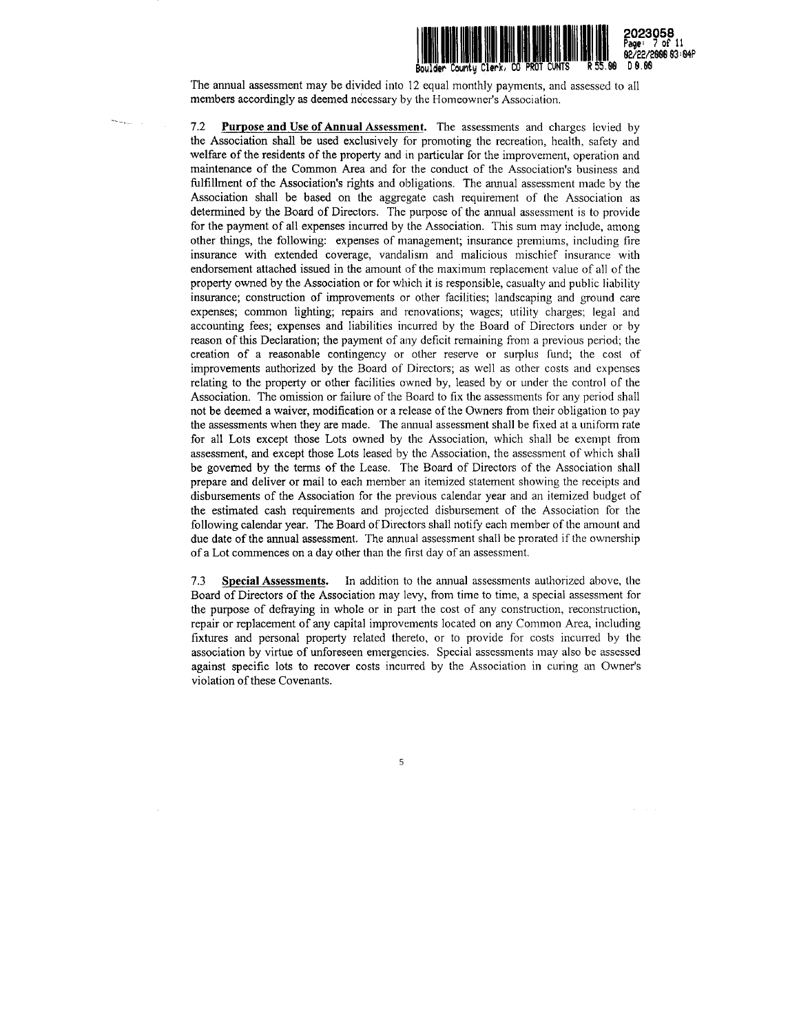The annual assessment may be divided into 12 equal monthly payments, and assessed to all members accordingly as deemed necessary by the Homeowner's Association.

7.2 **Purpose and Use of Annual Assessment.** The assessments and charges levied by the Association shall be used exclusively for promoting the recreation, health, safety and welfare of the residents of the property and in particular for the improvement, operation and maintenance of the Common Area and for the conduct of the Association's business and fulfillment of the Association's rights and obligations. The annual assessment made by the Association shall be based on the aggregate cash requirement of the Association as determined by the Board of Directors. The purpose of the annual assessment is to provide for the payment of all expenses incurred by the Association. This sum may include, among other things, the following: expenses of management; insurance premiums, including fire insurance with extended coverage, vandalism and malicious mischief insurance with endorsement attached issued in the amount of the maximum replacement value of all of the property owned by the Association or for which it is responsible, casualty and public liability insurance; construction of improvements or other facilities; landscaping and ground care expenses; common lighting; repairs and renovations; wages; utility charges; legal and accounting fees; expenses and liabilities incurred by the Board of Directors under or by reason of this Declaration; the payment of any deficit remaining from a previous period; the creation of a reasonable contingency or other reserve or surplus fund; the cost of improvements authorized by the Board of Directors; as well as other costs and expenses relating to the property or other facilities owned by, leased by or under the control of the Association. The omission or failure of the Board to fix the assessments for any period shall not be deemed a waiver, modification or a release of the Owners from their obligation to pay the assessments when they are made. The annual assessment shall be fixed at a uniform rate for all Lots except those Lots owned by the Association, which shall be exempt from assessment, and except those Lots leased by the Association, the assessment of which shall be governed by the terms of the Lease. The Board of Directors of the Association shall prepare and deliver or mail to each member an itemized statement showing the receipts and disbursements of the Association for the previous calendar year and an itemized budget of the estimated cash requirements and projected disbursement of the Association for the following calendar year. The Board of Directors shall notify each member of the amount and due date of the annual assessment. The annual assessment shall be prorated if the ownership of a Lot commences on a day other than the first day of an assessment.

7.3 **Special Assessments.** In addition to the annual assessments authorized above, the Board of Directors of the Association may levy, from time to time, a special assessment for the purpose of defraying in whole or in part the cost of any construction, reconstruction, repair or replacement of any capital improvements located on any Common Area, including fixtures and personal property related thereto, or to provide for costs incurred by the association by virtue of unforeseen emergencies. Special assessments may also be assessed against specific lots to recover costs incurred by the Association in curing an Owner's violation of these Covenants.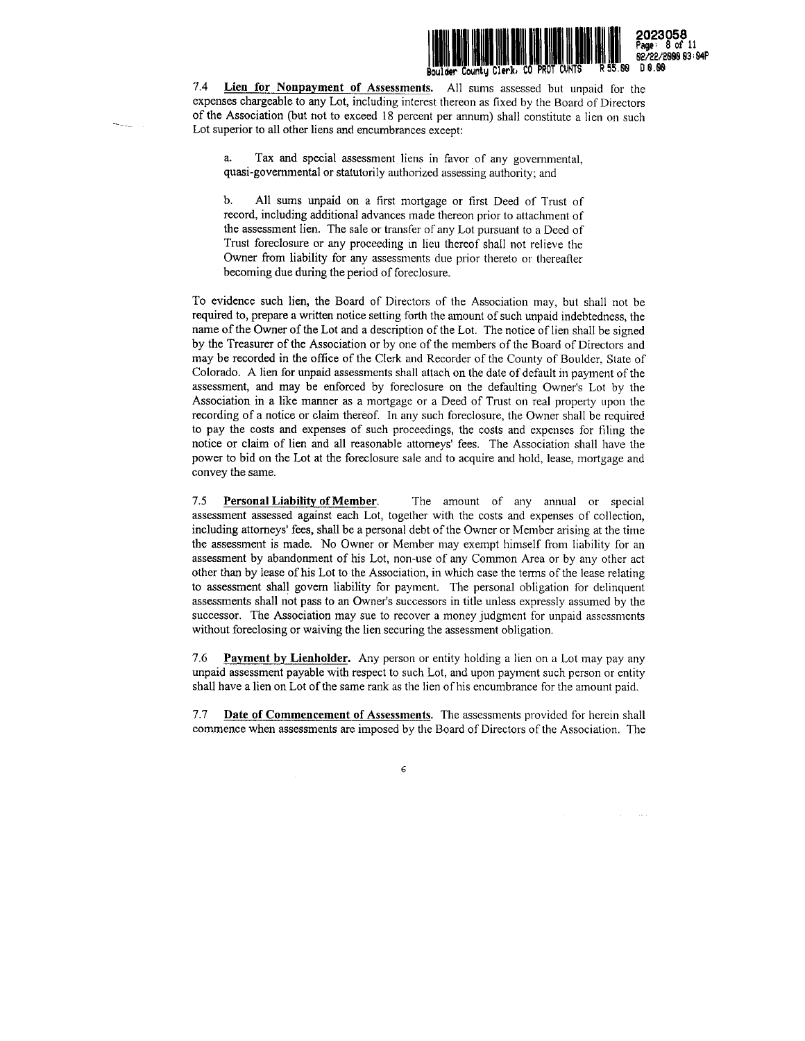7.4 **Lien for Nonpayment of Assessments.** All sums assessed but unpaid for the expenses chargeable to any Lot, including interest thereon as fixed by the Board of Directors of the Association (but not to exceed 18 percent per annum) shall constitute a lien on such Lot superior to all other liens and encumbrances except:

a. Tax and special assessment liens in favor of any governmental, quasi-governmental or statutorily authorized assessing authority; and

b. All sums unpaid on a first mortgage or first Deed of Trust of record, including additional advances made thereon prior to attachment of the assessment lien. The sale or transfer of any Lot pursuant to a Deed of Trust foreclosure or any proceeding in lieu thereof shall not relieve the Owner from liability for any assessments due prior thereto or thereafter becoming due during the period of foreclosure.

To evidence such lien, the Board of Directors of the Association may, but shall not be required to, prepare a written notice setting forth the amount of such unpaid indebtedness, the name of the Owner of the Lot and a description of the Lot. The notice of lien shall be signed by the Treasurer of the Association or by one of the members of the Board of Directors and may be recorded in the office of the Clerk and Recorder of the County of Boulder, State of Colorado. A lien for unpaid assessments shall attach on the date of default in payment of the assessment, and may be enforced by foreclosure on the defaulting Owner's Lot by the Association in a like manner as a mortgage or a Deed of Trust on real property upon the recording of a notice or claim thereof. In any such foreclosure, the Owner shall be required to pay the costs and expenses of such proceedings, the costs and expenses for filing the notice or claim of lien and all reasonable attorneys' fees. The Association shall have the power to bid on the Lot at the foreclosure sale and to acquire and hold, lease, mortgage and convey the same.

7.5 **Personal Liability of Member.** The amount of any annual or special assessment assessed against each Lot, together with the costs and expenses of collection, including attorneys' fees, shall be a personal debt of the Owner or Member arising at the time the assessment is made. No Owner or Member may exempt himself from liability for an assessment by abandonment of his Lot, non-use of any Common Area or by any other act other than by lease of his Lot to the Association, in which case the terms of the lease relating to assessment shall govern liability for payment. The personal obligation for delinquent assessments shall not pass to an Owner's successors in title unless expressly assumed by the successor. The Association may sue to recover a money judgment for unpaid assessments without foreclosing or waiving the lien securing the assessment obligation.

7.6 **Payment by Lienholder.** Any person or entity holding a lien on a Lot may pay any unpaid assessment payable with respect to such Lot, and upon payment such person or entity shall have a lien on Lot of the same rank as the lien of his encumbrance for the amount paid.

7.7 **Date of Commencement of Assessments.** The assessments provided for herein shall commence when assessments are imposed by the Board of Directors of the Association. The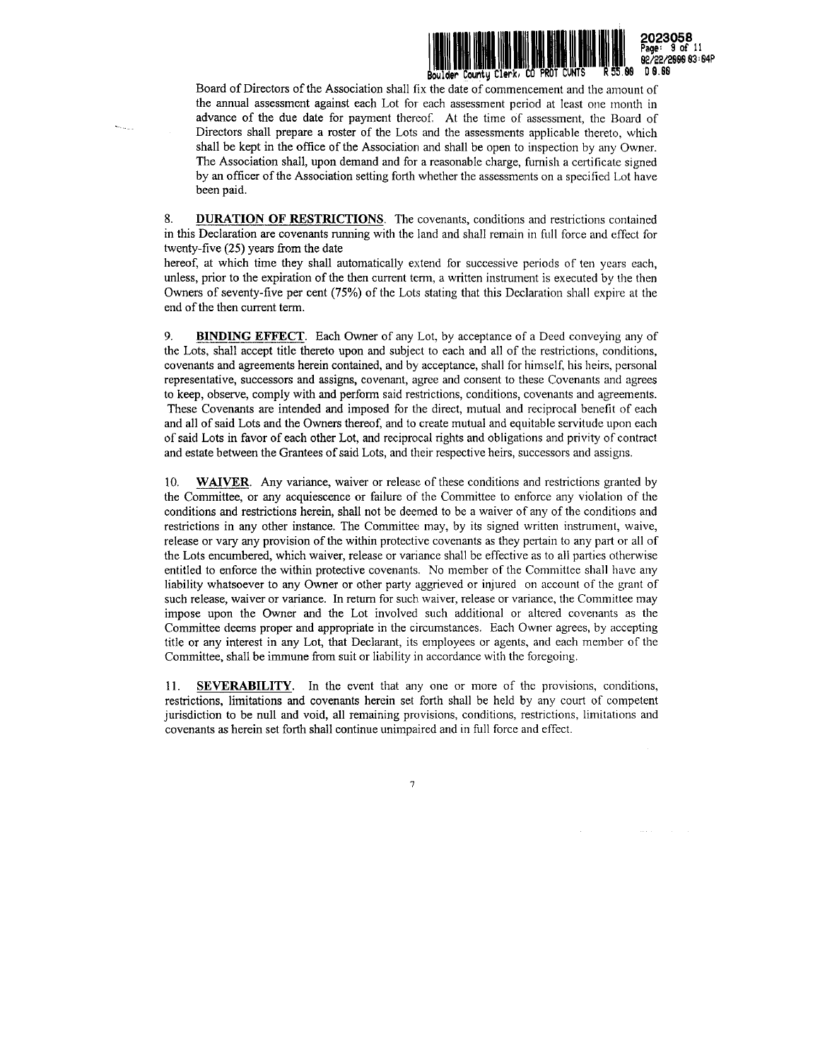Board of Directors of the Association shall fix the date of commencement and the amount of the annual assessment against each Lot for each assessment period at least one month in advance of the due date for payment thereof. At the time of assessment, the Board of Directors shall prepare a roster of the Lots and the assessments applicable thereto, which shall be kept in the office of the Association and shall be open to inspection by any Owner. The Association shall, upon demand and for a reasonable charge, furnish a certificate signed by an officer of the Association setting forth whether the assessments on a specified Lot have been paid.

8. **DURATION OF RESTRICTIONS**. The covenants, conditions and restrictions contained in this Declaration are covenants running with the land and shall remain in full force and effect for twenty-five (25) years from the date hereof, at which time they shall automatically extend for successive periods of ten years each, unless, prior to the expiration of the then current term, a written instrument is executed by the then Owners of seventy-five per cent (75%) of the Lots stating that this Declaration shall expire at the end of the then current term.

9. **BINDING EFFECT**. Each Owner of any Lot, by acceptance of a Deed conveying any of the Lots, shall accept title thereto upon and subject to each and all of the restrictions, conditions, covenants and agreements herein contained, and by acceptance, shall for himself, his heirs, personal representative, successors and assigns, covenant, agree and consent to these Covenants and agrees to keep, observe, comply with and perform said restrictions, conditions, covenants and agreements. These Covenants are intended and imposed for the direct, mutual and reciprocal benefit of each and all of said Lots and the Owners thereof, and to create mutual and equitable servitude upon each of said Lots in favor of each other Lot, and reciprocal rights and obligations and privity of contract and estate between the Grantees of said Lots, and their respective heirs, successors and assigns.

10. **WAIVER**. Any variance, waiver or release of these conditions and restrictions granted by the Committee, or any acquiescence or failure of the Committee to enforce any violation of the conditions and restrictions herein, shall not be deemed to be a waiver of any of the conditions and restrictions in any other instance. The Committee may, by its signed written instrument, waive, release or vary any provision of the within protective covenants as they pertain to any part or all of the Lots encumbered, which waiver, release or variance shall be effective as to all parties otherwise entitled to enforce the within protective covenants. No member of the Committee shall have any liability whatsoever to any Owner or other party aggrieved or injured on account of the grant of such release, waiver or variance. In return for such waiver, release or variance, the Committee may impose upon the Owner and the Lot involved such additional or altered covenants as the Committee deems proper and appropriate in the circumstances. Each Owner agrees, by accepting title or any interest in any Lot, that Declarant, its employees or agents, and each member of the Committee, shall be immune from suit or liability in accordance with the foregoing.

11. **SEVERABILITY**. In the event that any one or more of the provisions, conditions, restrictions, limitations and covenants herein set forth shall be held by any court of competent jurisdiction to be null and void, all remaining provisions, conditions, restrictions, limitations and covenants as herein set forth shall continue unimpaired and in full force and effect.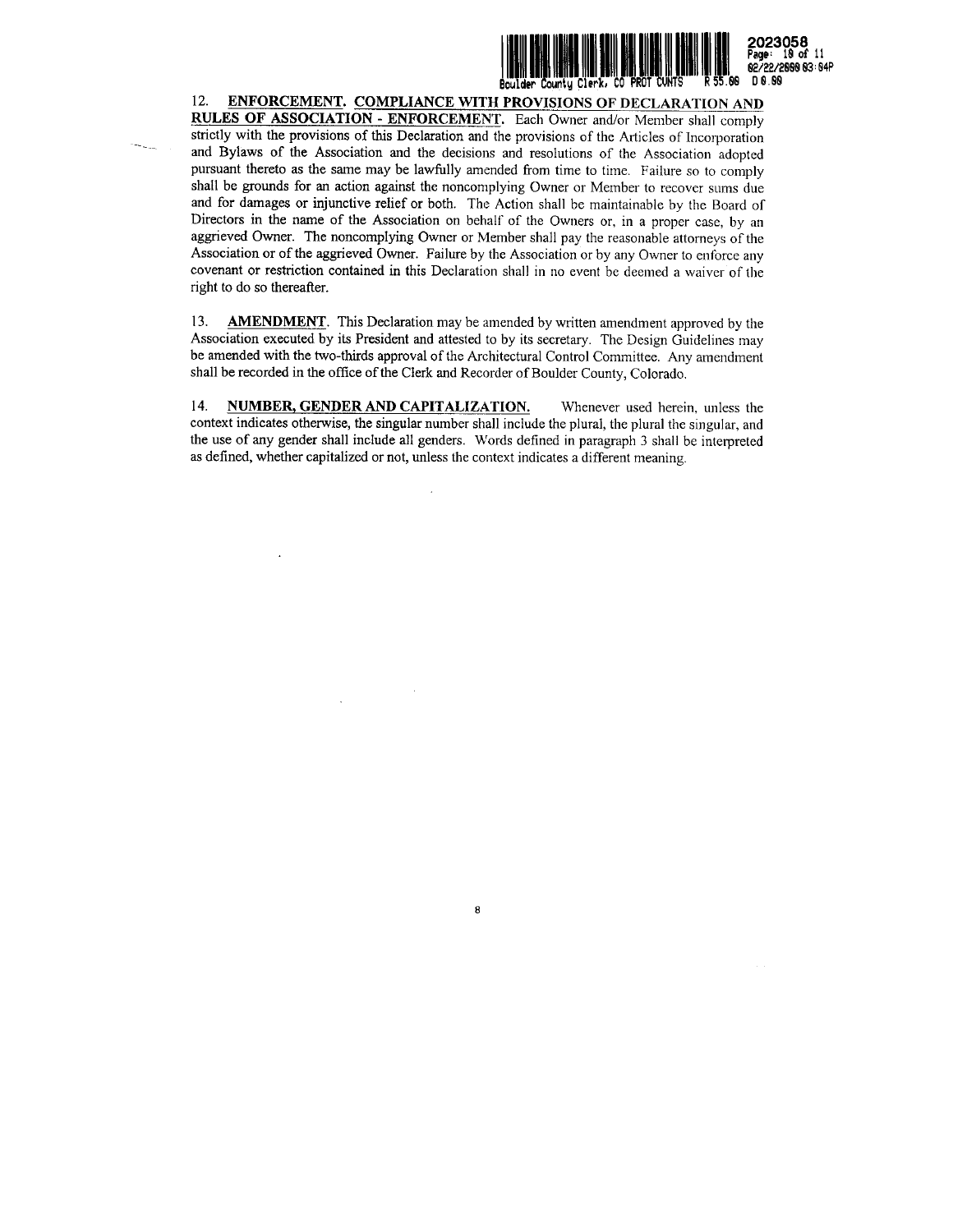12. **ENFORCEMENT. COMPLIANCE WITH PROVISIONS OF DECLARATION AND RULES OF ASSOCIATION - ENFORCEMENT.** Each Owner and/or Member shall comply strictly with the provisions of this Declaration and the provisions of the Articles of Incorporation and Bylaws of the Association and the decisions and resolutions of the Association adopted pursuant thereto as the same may be lawfully amended from time to time. Failure so to comply shall be grounds for an action against the noncomplying Owner or Member to recover sums due and for damages or injunctive relief or both. The Action shall be maintainable by the Board of Directors in the name of the Association on behalf of the Owners or, in a proper case, by an aggrieved Owner. The noncomplying Owner or Member shall pay the reasonable attorneys of the Association or of the aggrieved Owner. Failure by the Association or by any Owner to enforce any covenant or restriction contained in this Declaration shall in no event be deemed a waiver of the right to do so thereafter.

13. **AMENDMENT**. This Declaration may be amended by written amendment approved by the Association executed by its President and attested to by its secretary. The Design Guidelines may be amended with the two-thirds approval of the Architectural Control Committee. Any amendment shall be recorded in the office of the Clerk and Recorder of Boulder County, Colorado.

14. **NUMBER, GENDER AND CAPITALIZATION.** Whenever used herein, unless the context indicates otherwise, the singular number shall include the plural, the plural the singular, and the use of any gender shall include all genders. Words defined in paragraph 3 shall be interpreted as defined, whether capitalized or not, unless the context indicates a different meaning.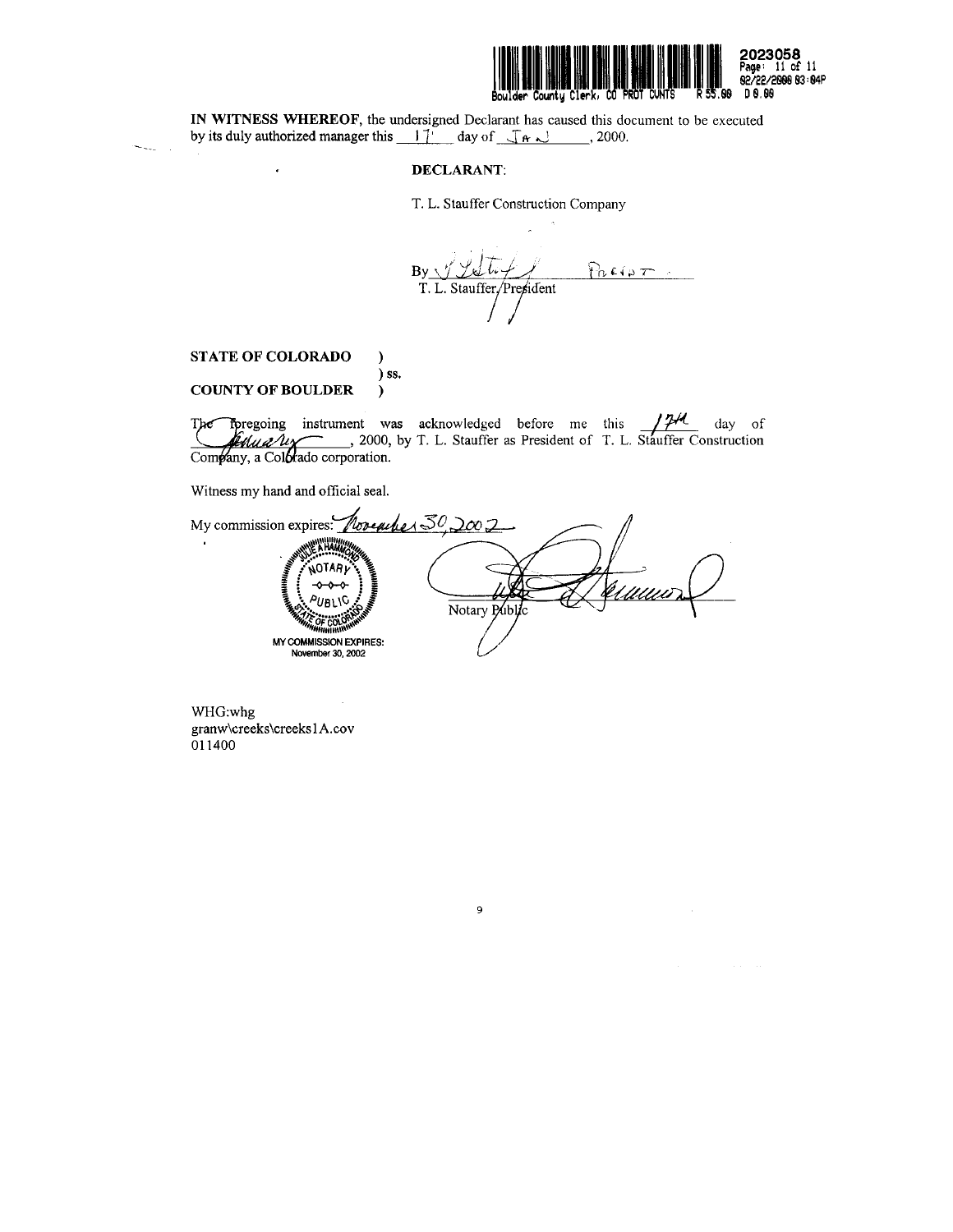2023058
Page: 11 of 11
02/22/2000 03:04P
Boulder County Clerk, CO PROT CVNTS R 55.00 D 0.00

**IN WITNESS WHEREOF,** the undersigned Declarant has caused this document to be executed by its duly authorized manager this 17 day of Jan, 2000.

**DECLARANT**:

T. L. Stauffer Construction Company

By ______________ Presdt
T. L. Stauffer, President

**STATE OF COLORADO** )
) ss.
**COUNTY OF BOULDER** )

The foregoing instrument was acknowledged before me this 17th day of February, 2000, by T. L. Stauffer as President of T. L. Stauffer Construction Company, a Colorado corporation.

Witness my hand and official seal.

My commission expires: November 30, 2002

JULIE A HAMMOND
NOTARY PUBLIC
STATE OF COLORADO

MY COMMISSION EXPIRES:
November 30, 2002

______________
Notary Public

WHG:whg
granw\creeks\creeks1A.cov
011400